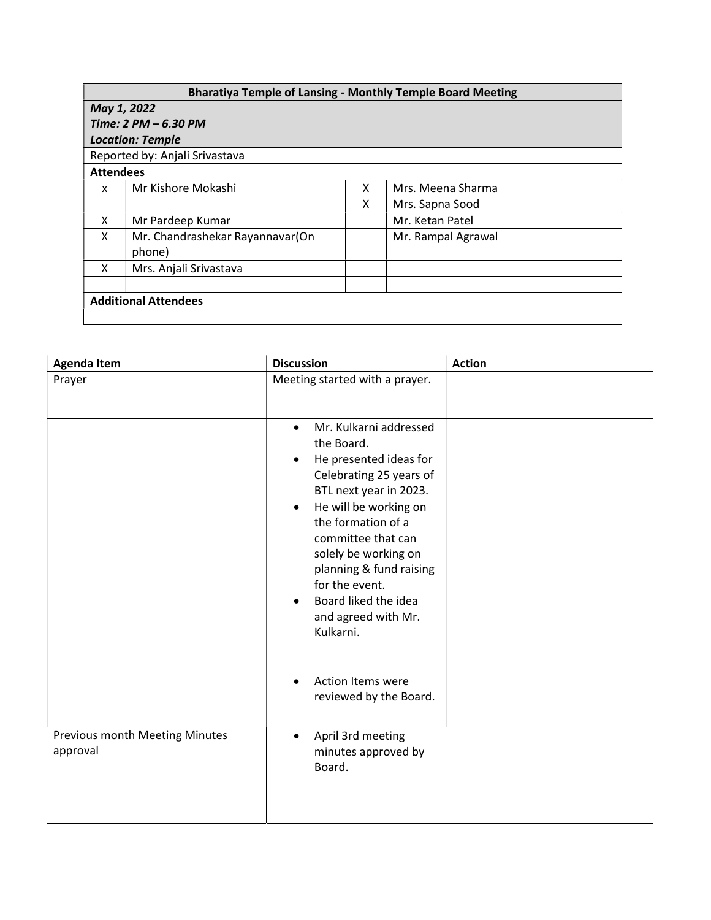| Bharatiya Temple of Lansing - Monthly Temple Board Meeting | | | |
|---|---|---|---|
| ***May 1, 2022*** <br> ***Time: 2 PM – 6.30 PM*** <br> ***Location: Temple*** | | | |
| Reported by: Anjali Srivastava | | | |
| **Attendees** | | | |
| x | Mr Kishore Mokashi | X | Mrs. Meena Sharma |
| | | X | Mrs. Sapna Sood |
| X | Mr Pardeep Kumar | | Mr. Ketan Patel |
| X | Mr. Chandrashekar Rayannavar(On phone) | | Mr. Rampal Agrawal |
| X | Mrs. Anjali Srivastava | | |
| | | | |
| **Additional Attendees** | | | |
| | | | |

| Agenda Item | Discussion | Action |
|---|---|---|
| Prayer | Meeting started with a prayer. | |
| | • Mr. Kulkarni addressed the Board.<br>• He presented ideas for Celebrating 25 years of BTL next year in 2023.<br>• He will be working on the formation of a committee that can solely be working on planning & fund raising for the event.<br>• Board liked the idea and agreed with Mr. Kulkarni. | |
| | • Action Items were reviewed by the Board. | |
| Previous month Meeting Minutes approval | • April 3rd meeting minutes approved by Board. | |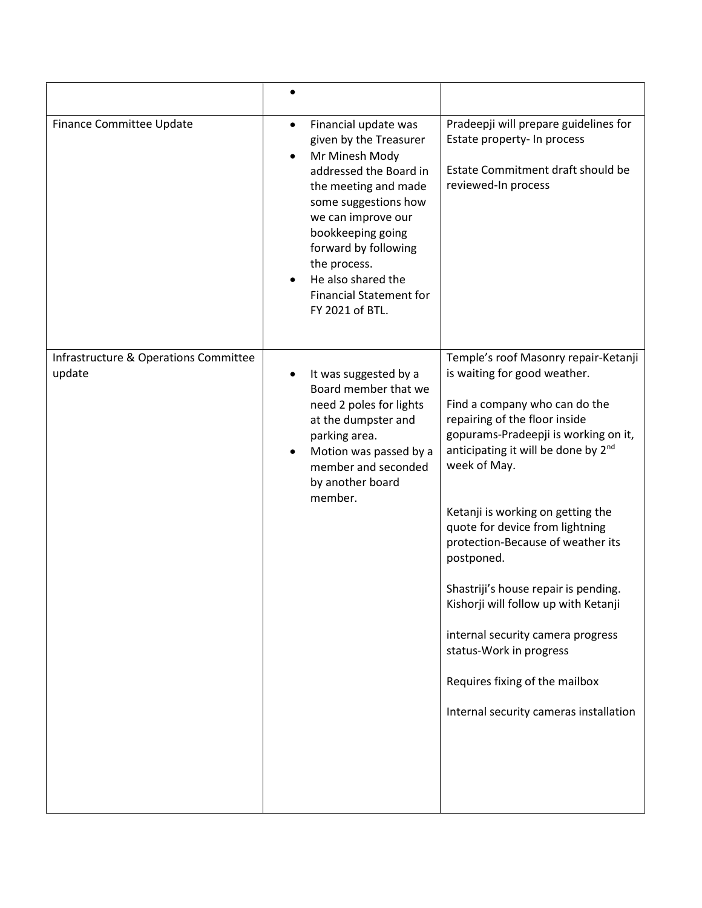| | | |
|---|---|---|
| | • | |
| Finance Committee Update | • Financial update was given by the Treasurer<br>• Mr Minesh Mody addressed the Board in the meeting and made some suggestions how we can improve our bookkeeping going forward by following the process.<br>• He also shared the Financial Statement for FY 2021 of BTL. | Pradeepji will prepare guidelines for Estate property- In process<br><br>Estate Commitment draft should be reviewed-In process |
| Infrastructure & Operations Committee update | • It was suggested by a Board member that we need 2 poles for lights at the dumpster and parking area.<br>• Motion was passed by a member and seconded by another board member. | Temple's roof Masonry repair-Ketanji is waiting for good weather.<br><br>Find a company who can do the repairing of the floor inside gopurams-Pradeepji is working on it, anticipating it will be done by 2nd week of May.<br><br>Ketanji is working on getting the quote for device from lightning protection-Because of weather its postponed.<br><br>Shastriji's house repair is pending. Kishorji will follow up with Ketanji<br><br>internal security camera progress status-Work in progress<br><br>Requires fixing of the mailbox<br><br>Internal security cameras installation |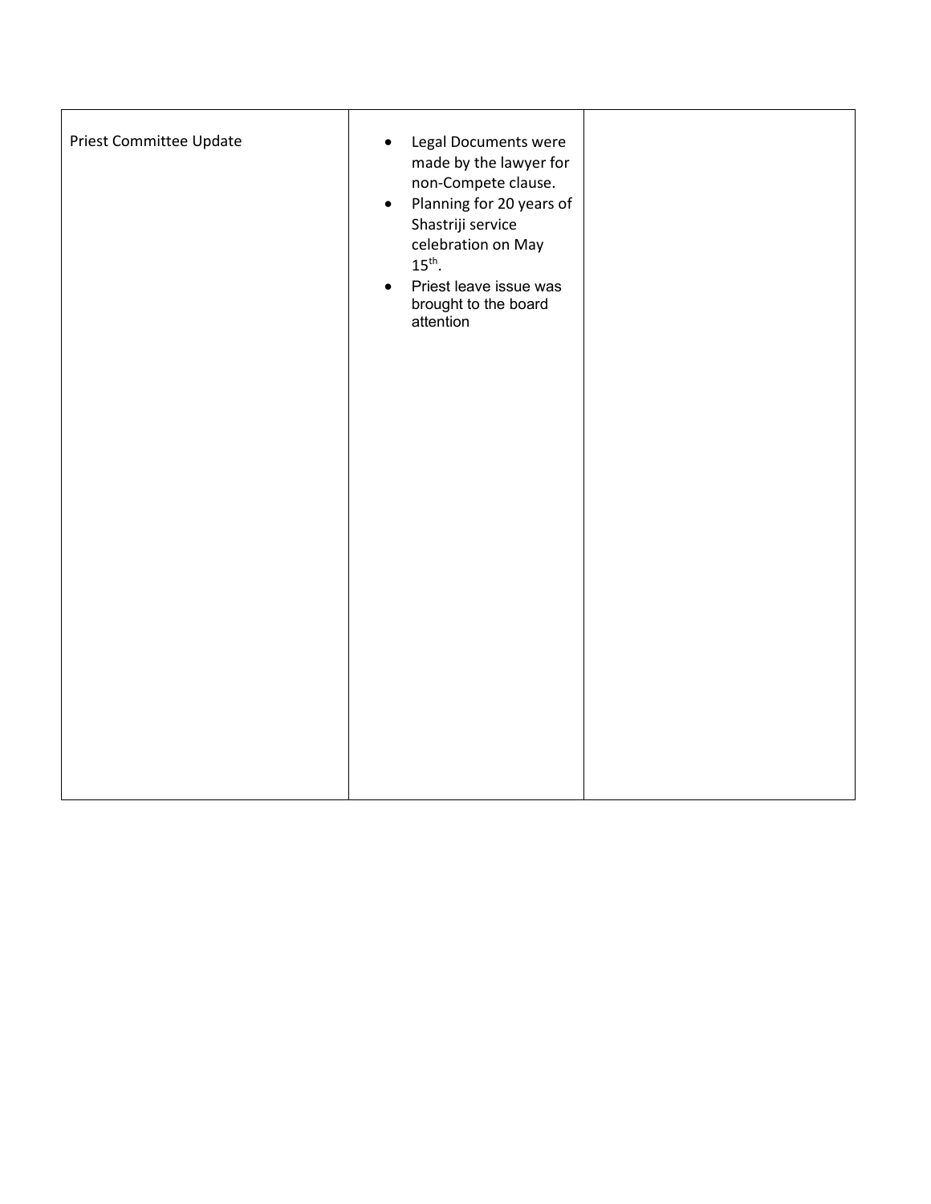| | | |
|---|---|---|
| Priest Committee Update | <ul><li>Legal Documents were made by the lawyer for non-Compete clause.</li><li>Planning for 20 years of Shastriji service celebration on May 15th.</li><li>Priest leave issue was brought to the board attention</li></ul> | |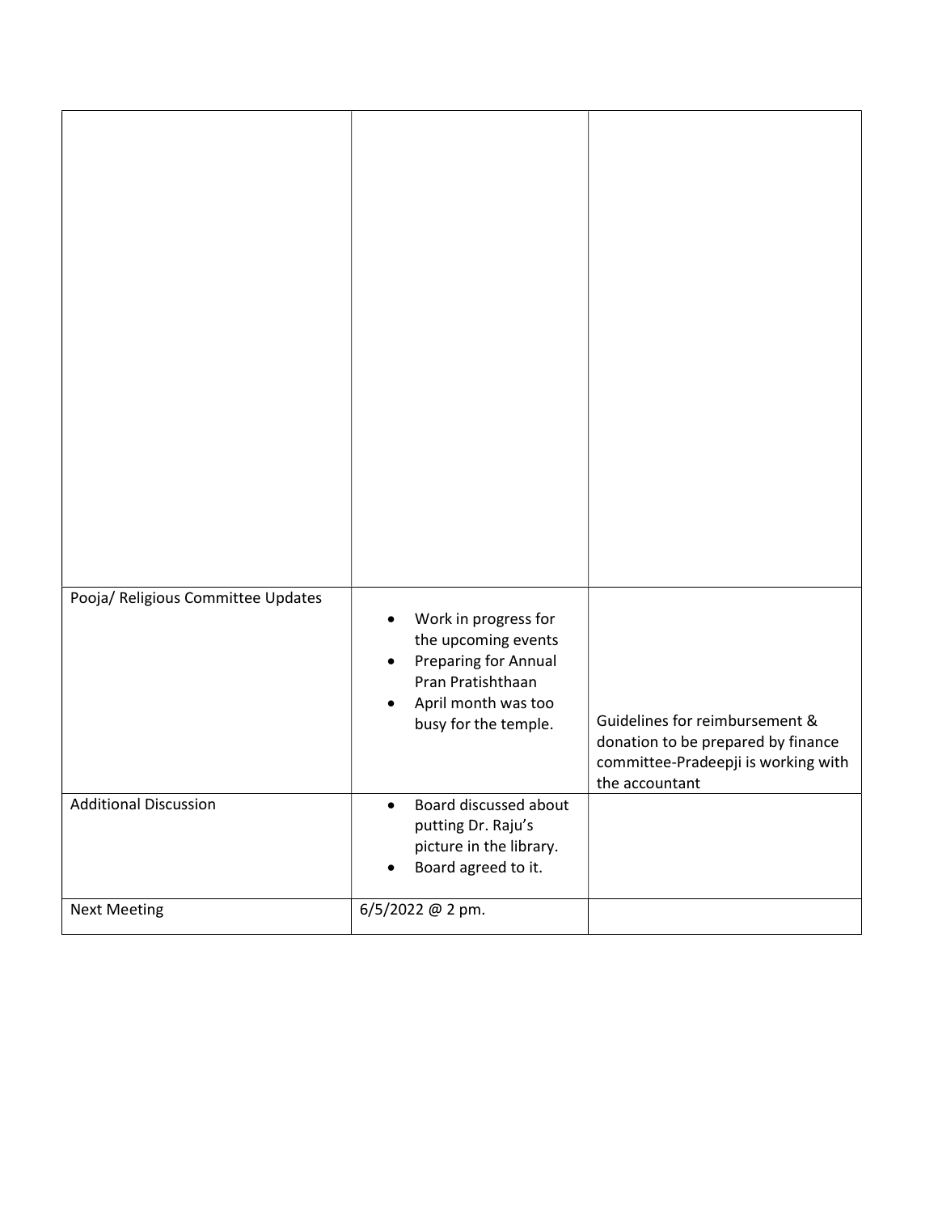| | | |
|---|---|---|
| | | |
| Pooja/ Religious Committee Updates | • Work in progress for the upcoming events<br>• Preparing for Annual Pran Pratishthaan<br>• April month was too busy for the temple. | Guidelines for reimbursement & donation to be prepared by finance committee-Pradeepji is working with the accountant |
| Additional Discussion | • Board discussed about putting Dr. Raju's picture in the library.<br>• Board agreed to it. | |
| Next Meeting | 6/5/2022 @ 2 pm. | |